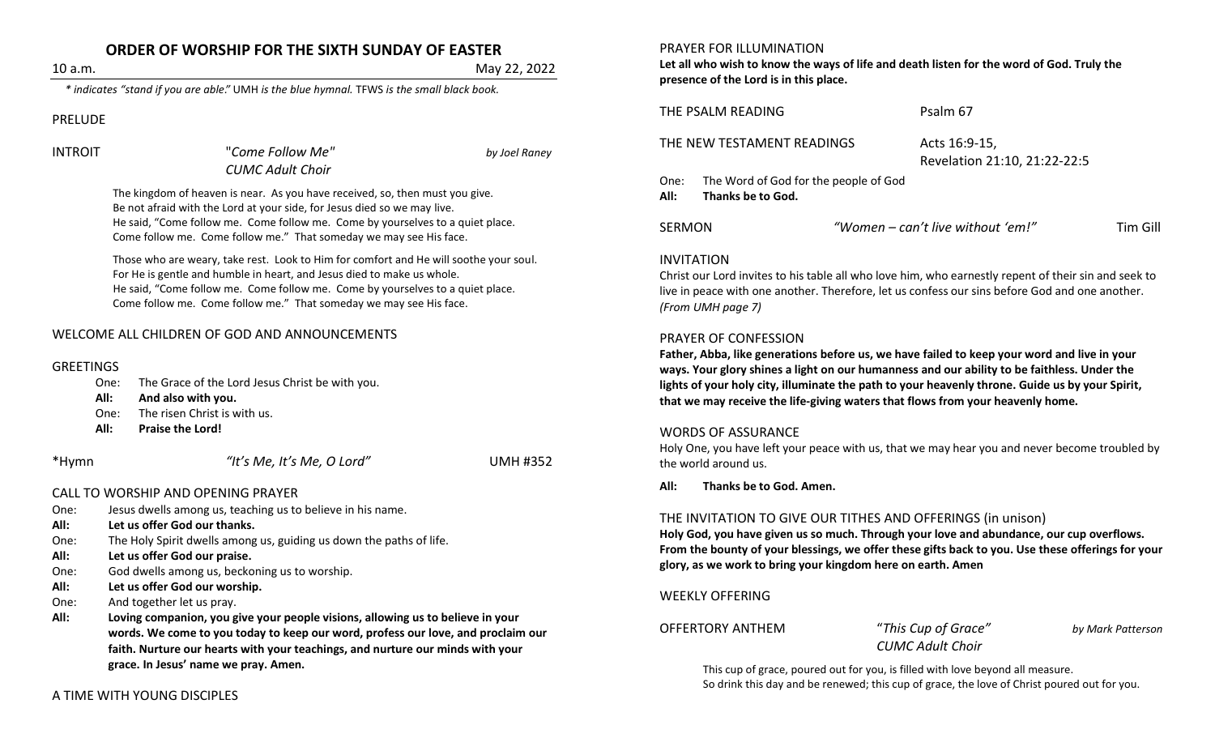# ORDER OF WORSHIP FOR THE SIXTH SUNDAY OF EASTER

10 a.m. May 22, 2022

*\* indicates "stand if you are able." UMH is the blue hymnal. TFWS is the small black book.*

PRELUDE

INTROIT "*Come Follow Me*" *by Joel Raney*
*CUMC Adult Choir*

The kingdom of heaven is near. As you have received, so, then must you give.
Be not afraid with the Lord at your side, for Jesus died so we may live.
He said, "Come follow me. Come follow me. Come by yourselves to a quiet place.
Come follow me. Come follow me." That someday we may see His face.

Those who are weary, take rest. Look to Him for comfort and He will soothe your soul.
For He is gentle and humble in heart, and Jesus died to make us whole.
He said, "Come follow me. Come follow me. Come by yourselves to a quiet place.
Come follow me. Come follow me." That someday we may see His face.

WELCOME ALL CHILDREN OF GOD AND ANNOUNCEMENTS

GREETINGS

One: The Grace of the Lord Jesus Christ be with you.
**All: And also with you.**
One: The risen Christ is with us.
**All: Praise the Lord!**

\*Hymn *"It's Me, It's Me, O Lord"* UMH #352

CALL TO WORSHIP AND OPENING PRAYER

One: Jesus dwells among us, teaching us to believe in his name.
**All: Let us offer God our thanks.**
One: The Holy Spirit dwells among us, guiding us down the paths of life.
**All: Let us offer God our praise.**
One: God dwells among us, beckoning us to worship.
**All: Let us offer God our worship.**
One: And together let us pray.
**All: Loving companion, you give your people visions, allowing us to believe in your words. We come to you today to keep our word, profess our love, and proclaim our faith. Nurture our hearts with your teachings, and nurture our minds with your grace. In Jesus' name we pray. Amen.**

A TIME WITH YOUNG DISCIPLES

PRAYER FOR ILLUMINATION

**Let all who wish to know the ways of life and death listen for the word of God. Truly the presence of the Lord is in this place.**

THE PSALM READING Psalm 67

THE NEW TESTAMENT READINGS Acts 16:9-15, Revelation 21:10, 21:22-22:5

One: The Word of God for the people of God
**All: Thanks be to God.**

SERMON *"Women – can't live without 'em!"* Tim Gill

INVITATION

Christ our Lord invites to his table all who love him, who earnestly repent of their sin and seek to live in peace with one another. Therefore, let us confess our sins before God and one another. *(From UMH page 7)*

PRAYER OF CONFESSION

**Father, Abba, like generations before us, we have failed to keep your word and live in your ways. Your glory shines a light on our humanness and our ability to be faithless. Under the lights of your holy city, illuminate the path to your heavenly throne. Guide us by your Spirit, that we may receive the life-giving waters that flows from your heavenly home.**

WORDS OF ASSURANCE

Holy One, you have left your peace with us, that we may hear you and never become troubled by the world around us.

**All: Thanks be to God. Amen.**

THE INVITATION TO GIVE OUR TITHES AND OFFERINGS (in unison)

**Holy God, you have given us so much. Through your love and abundance, our cup overflows. From the bounty of your blessings, we offer these gifts back to you. Use these offerings for your glory, as we work to bring your kingdom here on earth. Amen**

WEEKLY OFFERING

OFFERTORY ANTHEM "*This Cup of Grace*" *by Mark Patterson*
*CUMC Adult Choir*

This cup of grace, poured out for you, is filled with love beyond all measure.
So drink this day and be renewed; this cup of grace, the love of Christ poured out for you.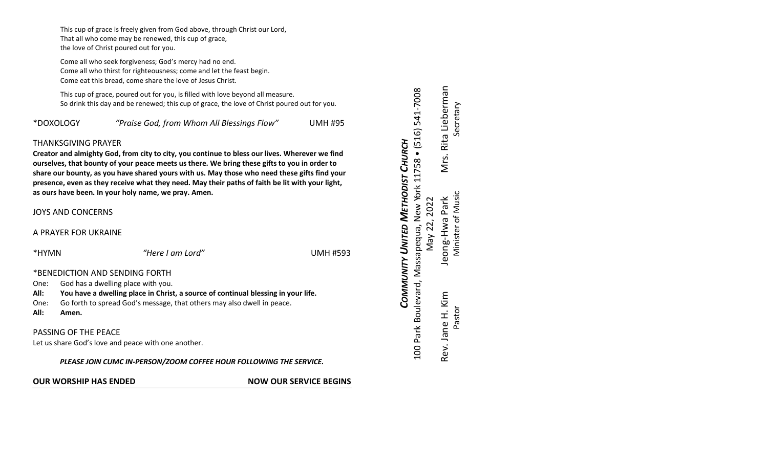This cup of grace is freely given from God above, through Christ our Lord,
That all who come may be renewed, this cup of grace,
the love of Christ poured out for you.

Come all who seek forgiveness; God's mercy had no end.
Come all who thirst for righteousness; come and let the feast begin.
Come eat this bread, come share the love of Jesus Christ.

This cup of grace, poured out for you, is filled with love beyond all measure.
So drink this day and be renewed; this cup of grace, the love of Christ poured out for you.

*DOXOLOGY *"Praise God, from Whom All Blessings Flow"* UMH #95

THANKSGIVING PRAYER

**Creator and almighty God, from city to city, you continue to bless our lives. Wherever we find ourselves, that bounty of your peace meets us there. We bring these gifts to you in order to share our bounty, as you have shared yours with us. May those who need these gifts find your presence, even as they receive what they need. May their paths of faith be lit with your light, as ours have been. In your holy name, we pray. Amen.**

JOYS AND CONCERNS

A PRAYER FOR UKRAINE

*HYMN *"Here I am Lord"* UMH #593

*BENEDICTION AND SENDING FORTH

One: God has a dwelling place with you.
**All: You have a dwelling place in Christ, a source of continual blessing in your life.**
One: Go forth to spread God's message, that others may also dwell in peace.
**All: Amen.**

PASSING OF THE PEACE

Let us share God's love and peace with one another.

***PLEASE JOIN CUMC IN-PERSON/ZOOM COFFEE HOUR FOLLOWING THE SERVICE.***

**OUR WORSHIP HAS ENDED NOW OUR SERVICE BEGINS**

***COMMUNITY UNITED METHODIST CHURCH***

100 Park Boulevard, Massapequa, New York 11758 • (516) 541-7008

May 22, 2022

Rev. Jane H. Kim
Pastor

Jeong-Hwa Park
Minister of Music

Mrs. Rita Lieberman
Secretary